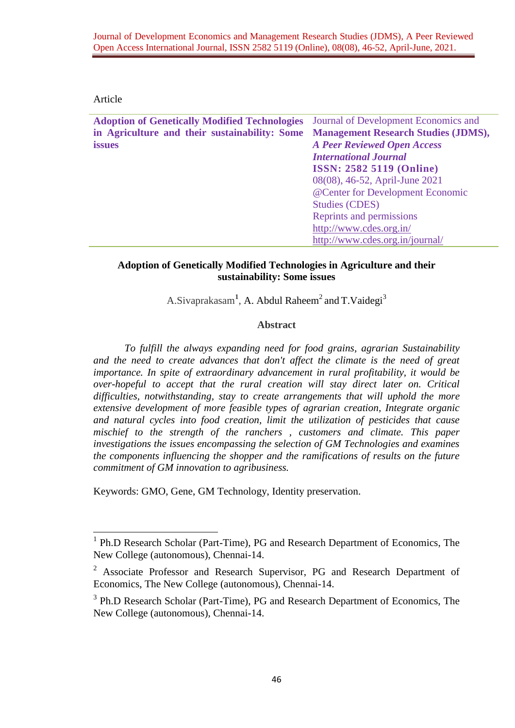Article

| **Adoption of Genetically Modified Technologies in Agriculture and their sustainability: Some issues** | Journal of Development Economics and **Management Research Studies (JDMS),** ***A Peer Reviewed Open Access International Journal*** **ISSN: 2582 5119 (Online)** 08(08), 46-52, April-June 2021 @Center for Development Economic Studies (CDES) Reprints and permissions http://www.cdes.org.in/ http://www.cdes.org.in/journal/ |
|---|---|

# Adoption of Genetically Modified Technologies in Agriculture and their sustainability: Some issues

A.Sivaprakasam[1], A. Abdul Raheem[2] and T.Vaidegi[3]

## Abstract

*To fulfill the always expanding need for food grains, agrarian Sustainability and the need to create advances that don't affect the climate is the need of great importance. In spite of extraordinary advancement in rural profitability, it would be over-hopeful to accept that the rural creation will stay direct later on. Critical difficulties, notwithstanding, stay to create arrangements that will uphold the more extensive development of more feasible types of agrarian creation, Integrate organic and natural cycles into food creation, limit the utilization of pesticides that cause mischief to the strength of the ranchers , customers and climate. This paper investigations the issues encompassing the selection of GM Technologies and examines the components influencing the shopper and the ramifications of results on the future commitment of GM innovation to agribusiness.*

Keywords: GMO, Gene, GM Technology, Identity preservation.

---

[1] Ph.D Research Scholar (Part-Time), PG and Research Department of Economics, The New College (autonomous), Chennai-14.

[2] Associate Professor and Research Supervisor, PG and Research Department of Economics, The New College (autonomous), Chennai-14.

[3] Ph.D Research Scholar (Part-Time), PG and Research Department of Economics, The New College (autonomous), Chennai-14.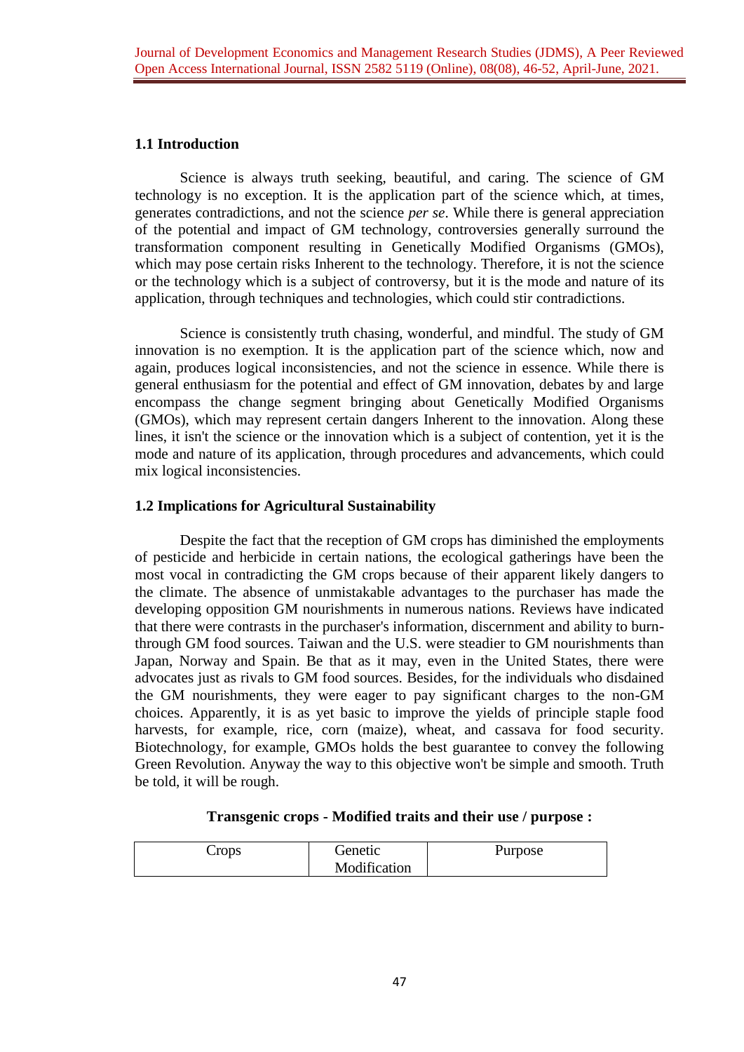## 1.1 Introduction

Science is always truth seeking, beautiful, and caring. The science of GM technology is no exception. It is the application part of the science which, at times, generates contradictions, and not the science *per se*. While there is general appreciation of the potential and impact of GM technology, controversies generally surround the transformation component resulting in Genetically Modified Organisms (GMOs), which may pose certain risks Inherent to the technology. Therefore, it is not the science or the technology which is a subject of controversy, but it is the mode and nature of its application, through techniques and technologies, which could stir contradictions.

Science is consistently truth chasing, wonderful, and mindful. The study of GM innovation is no exemption. It is the application part of the science which, now and again, produces logical inconsistencies, and not the science in essence. While there is general enthusiasm for the potential and effect of GM innovation, debates by and large encompass the change segment bringing about Genetically Modified Organisms (GMOs), which may represent certain dangers Inherent to the innovation. Along these lines, it isn't the science or the innovation which is a subject of contention, yet it is the mode and nature of its application, through procedures and advancements, which could mix logical inconsistencies.

## 1.2 Implications for Agricultural Sustainability

Despite the fact that the reception of GM crops has diminished the employments of pesticide and herbicide in certain nations, the ecological gatherings have been the most vocal in contradicting the GM crops because of their apparent likely dangers to the climate. The absence of unmistakable advantages to the purchaser has made the developing opposition GM nourishments in numerous nations. Reviews have indicated that there were contrasts in the purchaser's information, discernment and ability to burn-through GM food sources. Taiwan and the U.S. were steadier to GM nourishments than Japan, Norway and Spain. Be that as it may, even in the United States, there were advocates just as rivals to GM food sources. Besides, for the individuals who disdained the GM nourishments, they were eager to pay significant charges to the non-GM choices. Apparently, it is as yet basic to improve the yields of principle staple food harvests, for example, rice, corn (maize), wheat, and cassava for food security. Biotechnology, for example, GMOs holds the best guarantee to convey the following Green Revolution. Anyway the way to this objective won't be simple and smooth. Truth be told, it will be rough.

**Transgenic crops - Modified traits and their use / purpose :**

| Crops | Genetic Modification | Purpose |
|---|---|---|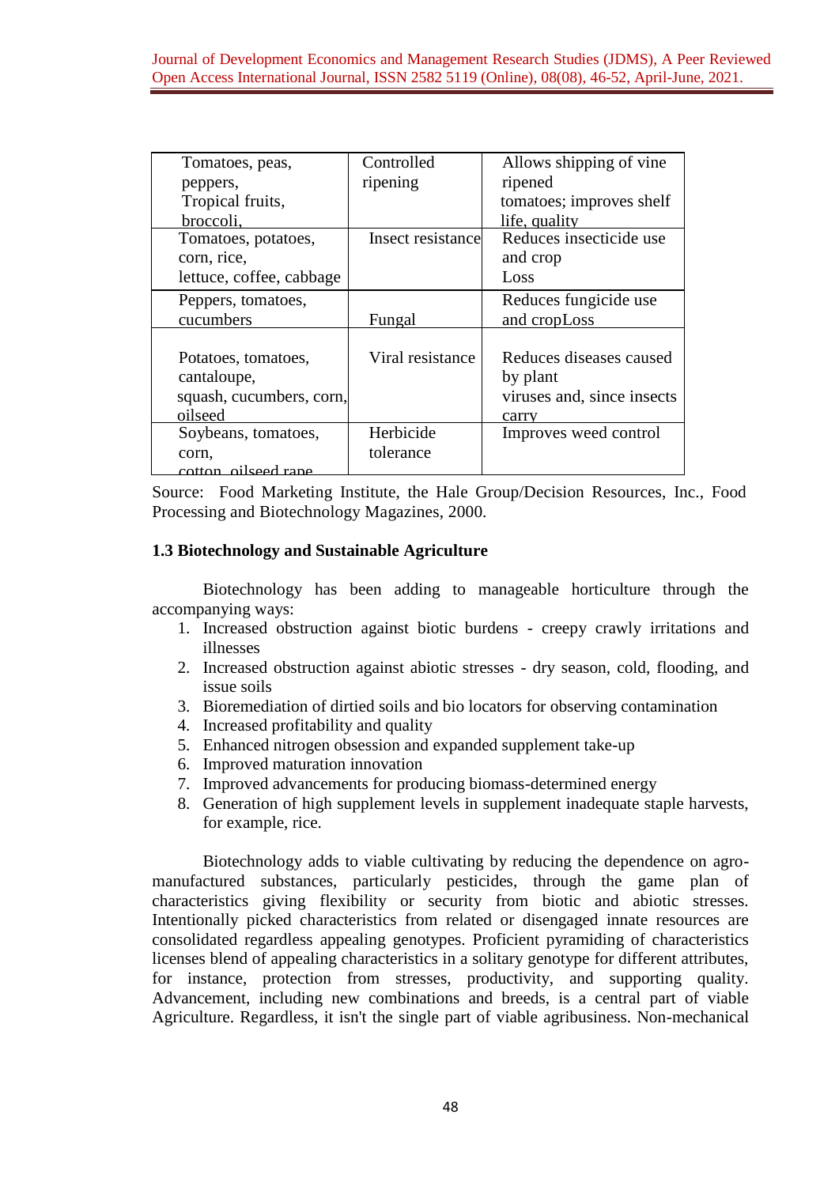| Tomatoes, peas, peppers, Tropical fruits, broccoli, | Controlled ripening | Allows shipping of vine ripened tomatoes; improves shelf life, quality |
|---|---|---|
| Tomatoes, potatoes, corn, rice, lettuce, coffee, cabbage | Insect resistance | Reduces insecticide use and crop Loss |
| Peppers, tomatoes, cucumbers | Fungal | Reduces fungicide use and cropLoss |
| Potatoes, tomatoes, cantaloupe, squash, cucumbers, corn, oilseed | Viral resistance | Reduces diseases caused by plant viruses and, since insects carry |
| Soybeans, tomatoes, corn, cotton, oilseed rape | Herbicide tolerance | Improves weed control |

Source: Food Marketing Institute, the Hale Group/Decision Resources, Inc., Food Processing and Biotechnology Magazines, 2000.

### 1.3 Biotechnology and Sustainable Agriculture

Biotechnology has been adding to manageable horticulture through the accompanying ways:

1. Increased obstruction against biotic burdens - creepy crawly irritations and illnesses
2. Increased obstruction against abiotic stresses - dry season, cold, flooding, and issue soils
3. Bioremediation of dirtied soils and bio locators for observing contamination
4. Increased profitability and quality
5. Enhanced nitrogen obsession and expanded supplement take-up
6. Improved maturation innovation
7. Improved advancements for producing biomass-determined energy
8. Generation of high supplement levels in supplement inadequate staple harvests, for example, rice.

Biotechnology adds to viable cultivating by reducing the dependence on agro-manufactured substances, particularly pesticides, through the game plan of characteristics giving flexibility or security from biotic and abiotic stresses. Intentionally picked characteristics from related or disengaged innate resources are consolidated regardless appealing genotypes. Proficient pyramiding of characteristics licenses blend of appealing characteristics in a solitary genotype for different attributes, for instance, protection from stresses, productivity, and supporting quality. Advancement, including new combinations and breeds, is a central part of viable Agriculture. Regardless, it isn't the single part of viable agribusiness. Non-mechanical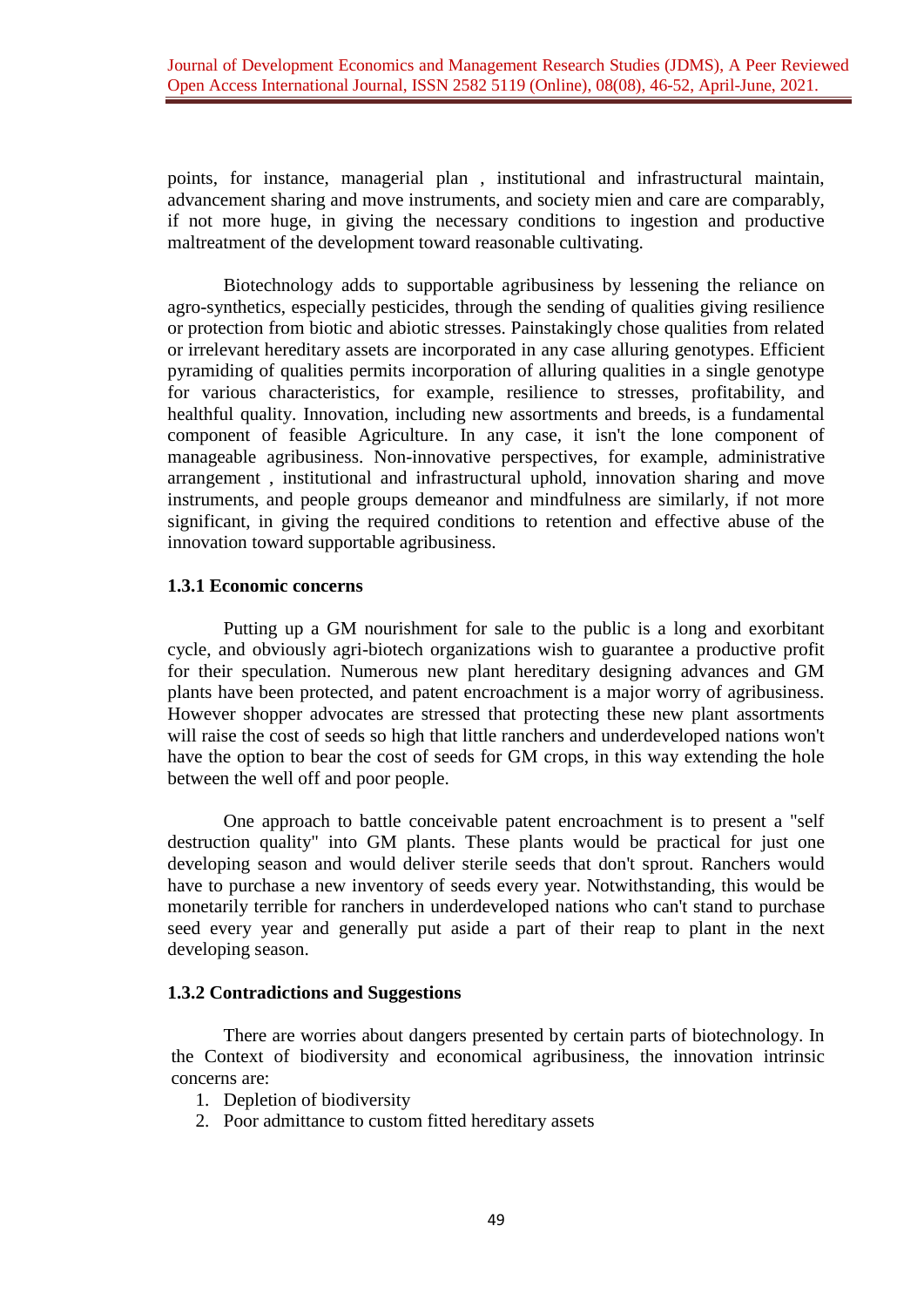points, for instance, managerial plan , institutional and infrastructural maintain, advancement sharing and move instruments, and society mien and care are comparably, if not more huge, in giving the necessary conditions to ingestion and productive maltreatment of the development toward reasonable cultivating.

Biotechnology adds to supportable agribusiness by lessening the reliance on agro-synthetics, especially pesticides, through the sending of qualities giving resilience or protection from biotic and abiotic stresses. Painstakingly chose qualities from related or irrelevant hereditary assets are incorporated in any case alluring genotypes. Efficient pyramiding of qualities permits incorporation of alluring qualities in a single genotype for various characteristics, for example, resilience to stresses, profitability, and healthful quality. Innovation, including new assortments and breeds, is a fundamental component of feasible Agriculture. In any case, it isn't the lone component of manageable agribusiness. Non-innovative perspectives, for example, administrative arrangement , institutional and infrastructural uphold, innovation sharing and move instruments, and people groups demeanor and mindfulness are similarly, if not more significant, in giving the required conditions to retention and effective abuse of the innovation toward supportable agribusiness.

### 1.3.1 Economic concerns

Putting up a GM nourishment for sale to the public is a long and exorbitant cycle, and obviously agri-biotech organizations wish to guarantee a productive profit for their speculation. Numerous new plant hereditary designing advances and GM plants have been protected, and patent encroachment is a major worry of agribusiness. However shopper advocates are stressed that protecting these new plant assortments will raise the cost of seeds so high that little ranchers and underdeveloped nations won't have the option to bear the cost of seeds for GM crops, in this way extending the hole between the well off and poor people.

One approach to battle conceivable patent encroachment is to present a "self destruction quality" into GM plants. These plants would be practical for just one developing season and would deliver sterile seeds that don't sprout. Ranchers would have to purchase a new inventory of seeds every year. Notwithstanding, this would be monetarily terrible for ranchers in underdeveloped nations who can't stand to purchase seed every year and generally put aside a part of their reap to plant in the next developing season.

### 1.3.2 Contradictions and Suggestions

There are worries about dangers presented by certain parts of biotechnology. In the Context of biodiversity and economical agribusiness, the innovation intrinsic concerns are:

1. Depletion of biodiversity
2. Poor admittance to custom fitted hereditary assets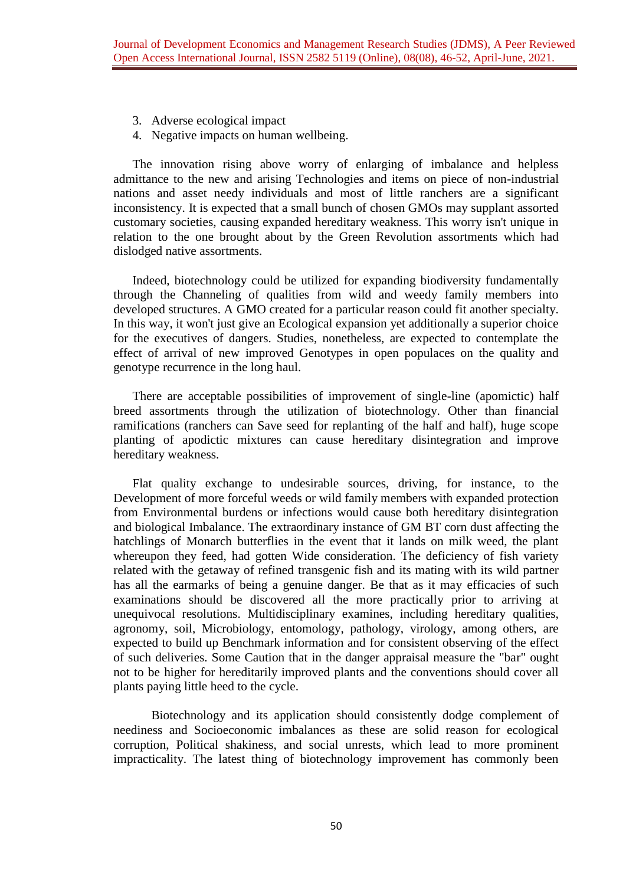3. Adverse ecological impact
4. Negative impacts on human wellbeing.

The innovation rising above worry of enlarging of imbalance and helpless admittance to the new and arising Technologies and items on piece of non-industrial nations and asset needy individuals and most of little ranchers are a significant inconsistency. It is expected that a small bunch of chosen GMOs may supplant assorted customary societies, causing expanded hereditary weakness. This worry isn't unique in relation to the one brought about by the Green Revolution assortments which had dislodged native assortments.

Indeed, biotechnology could be utilized for expanding biodiversity fundamentally through the Channeling of qualities from wild and weedy family members into developed structures. A GMO created for a particular reason could fit another specialty. In this way, it won't just give an Ecological expansion yet additionally a superior choice for the executives of dangers. Studies, nonetheless, are expected to contemplate the effect of arrival of new improved Genotypes in open populaces on the quality and genotype recurrence in the long haul.

There are acceptable possibilities of improvement of single-line (apomictic) half breed assortments through the utilization of biotechnology. Other than financial ramifications (ranchers can Save seed for replanting of the half and half), huge scope planting of apodictic mixtures can cause hereditary disintegration and improve hereditary weakness.

Flat quality exchange to undesirable sources, driving, for instance, to the Development of more forceful weeds or wild family members with expanded protection from Environmental burdens or infections would cause both hereditary disintegration and biological Imbalance. The extraordinary instance of GM BT corn dust affecting the hatchlings of Monarch butterflies in the event that it lands on milk weed, the plant whereupon they feed, had gotten Wide consideration. The deficiency of fish variety related with the getaway of refined transgenic fish and its mating with its wild partner has all the earmarks of being a genuine danger. Be that as it may efficacies of such examinations should be discovered all the more practically prior to arriving at unequivocal resolutions. Multidisciplinary examines, including hereditary qualities, agronomy, soil, Microbiology, entomology, pathology, virology, among others, are expected to build up Benchmark information and for consistent observing of the effect of such deliveries. Some Caution that in the danger appraisal measure the "bar" ought not to be higher for hereditarily improved plants and the conventions should cover all plants paying little heed to the cycle.

Biotechnology and its application should consistently dodge complement of neediness and Socioeconomic imbalances as these are solid reason for ecological corruption, Political shakiness, and social unrests, which lead to more prominent impracticality. The latest thing of biotechnology improvement has commonly been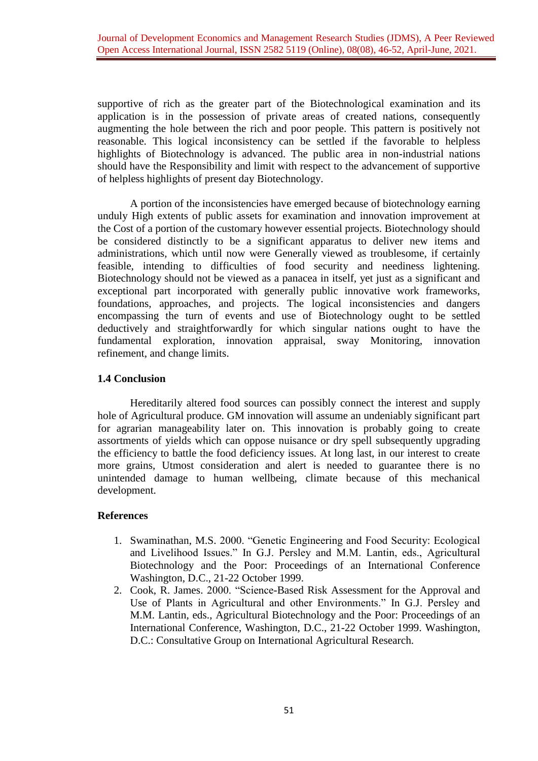supportive of rich as the greater part of the Biotechnological examination and its application is in the possession of private areas of created nations, consequently augmenting the hole between the rich and poor people. This pattern is positively not reasonable. This logical inconsistency can be settled if the favorable to helpless highlights of Biotechnology is advanced. The public area in non-industrial nations should have the Responsibility and limit with respect to the advancement of supportive of helpless highlights of present day Biotechnology.

A portion of the inconsistencies have emerged because of biotechnology earning unduly High extents of public assets for examination and innovation improvement at the Cost of a portion of the customary however essential projects. Biotechnology should be considered distinctly to be a significant apparatus to deliver new items and administrations, which until now were Generally viewed as troublesome, if certainly feasible, intending to difficulties of food security and neediness lightening. Biotechnology should not be viewed as a panacea in itself, yet just as a significant and exceptional part incorporated with generally public innovative work frameworks, foundations, approaches, and projects. The logical inconsistencies and dangers encompassing the turn of events and use of Biotechnology ought to be settled deductively and straightforwardly for which singular nations ought to have the fundamental exploration, innovation appraisal, sway Monitoring, innovation refinement, and change limits.

### 1.4 Conclusion

Hereditarily altered food sources can possibly connect the interest and supply hole of Agricultural produce. GM innovation will assume an undeniably significant part for agrarian manageability later on. This innovation is probably going to create assortments of yields which can oppose nuisance or dry spell subsequently upgrading the efficiency to battle the food deficiency issues. At long last, in our interest to create more grains, Utmost consideration and alert is needed to guarantee there is no unintended damage to human wellbeing, climate because of this mechanical development.

### References

1. Swaminathan, M.S. 2000. "Genetic Engineering and Food Security: Ecological and Livelihood Issues." In G.J. Persley and M.M. Lantin, eds., Agricultural Biotechnology and the Poor: Proceedings of an International Conference Washington, D.C., 21-22 October 1999.
2. Cook, R. James. 2000. "Science-Based Risk Assessment for the Approval and Use of Plants in Agricultural and other Environments." In G.J. Persley and M.M. Lantin, eds., Agricultural Biotechnology and the Poor: Proceedings of an International Conference, Washington, D.C., 21-22 October 1999. Washington, D.C.: Consultative Group on International Agricultural Research.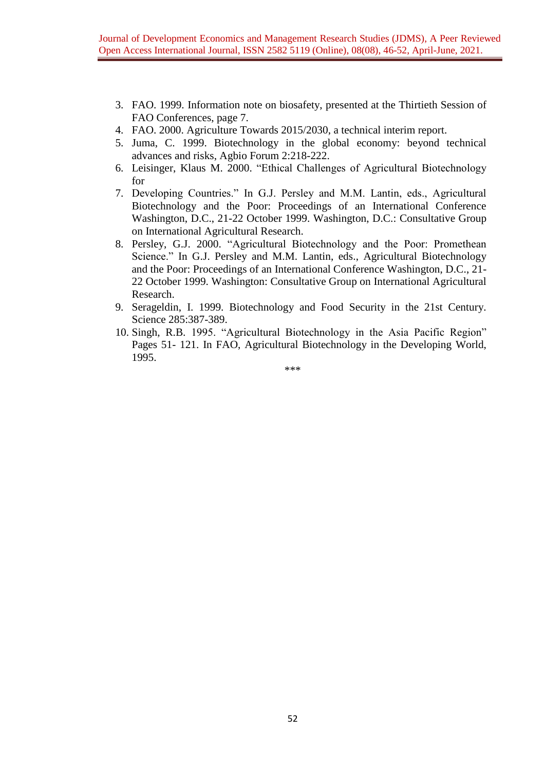3. FAO. 1999. Information note on biosafety, presented at the Thirtieth Session of FAO Conferences, page 7.
4. FAO. 2000. Agriculture Towards 2015/2030, a technical interim report.
5. Juma, C. 1999. Biotechnology in the global economy: beyond technical advances and risks, Agbio Forum 2:218-222.
6. Leisinger, Klaus M. 2000. "Ethical Challenges of Agricultural Biotechnology for
7. Developing Countries." In G.J. Persley and M.M. Lantin, eds., Agricultural Biotechnology and the Poor: Proceedings of an International Conference Washington, D.C., 21-22 October 1999. Washington, D.C.: Consultative Group on International Agricultural Research.
8. Persley, G.J. 2000. "Agricultural Biotechnology and the Poor: Promethean Science." In G.J. Persley and M.M. Lantin, eds., Agricultural Biotechnology and the Poor: Proceedings of an International Conference Washington, D.C., 21-22 October 1999. Washington: Consultative Group on International Agricultural Research.
9. Serageldin, I. 1999. Biotechnology and Food Security in the 21st Century. Science 285:387-389.
10. Singh, R.B. 1995. "Agricultural Biotechnology in the Asia Pacific Region" Pages 51- 121. In FAO, Agricultural Biotechnology in the Developing World, 1995.

***